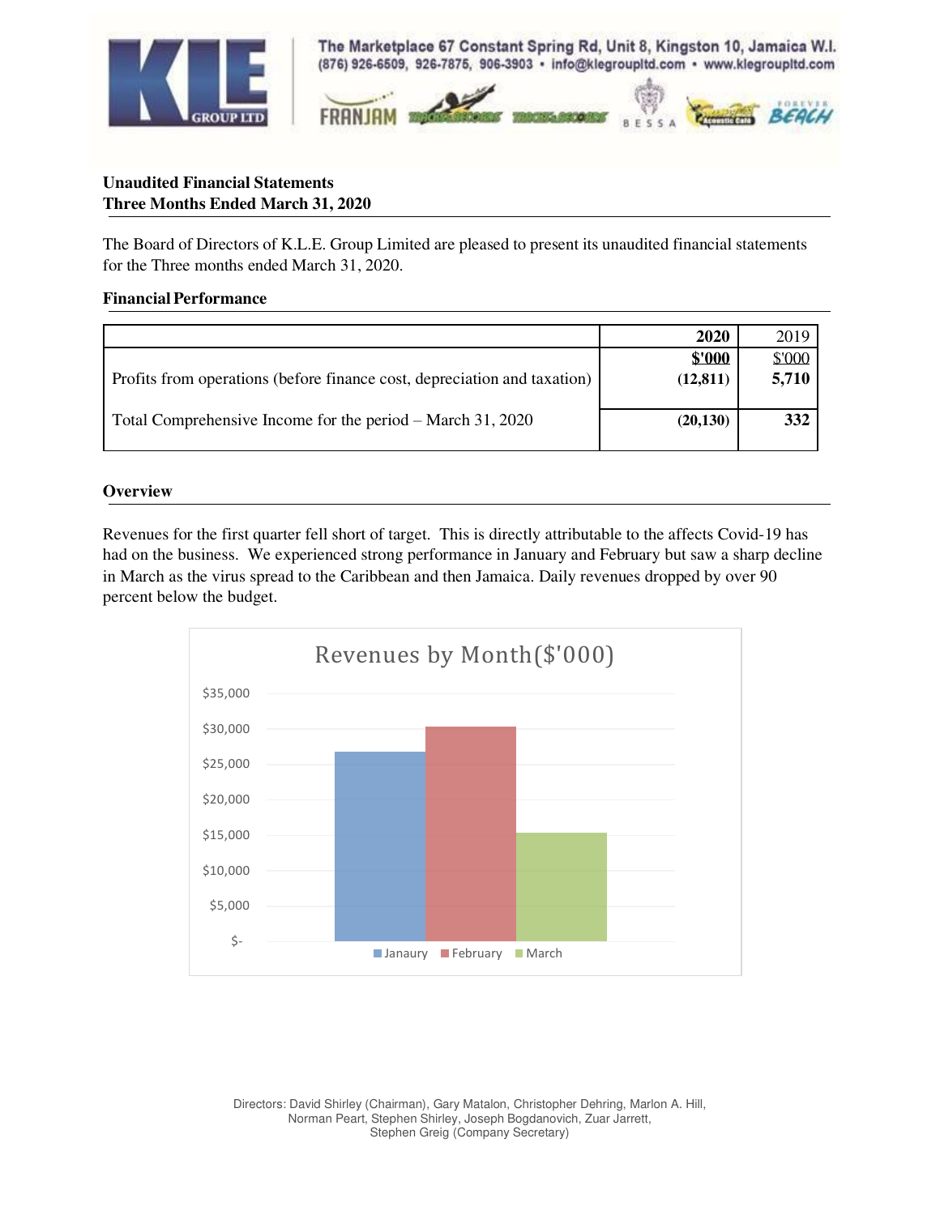The Marketplace 67 Constant Spring Rd, Unit 8, Kingston 10, Jamaica W.I.
(876) 926-6509, 926-7875, 906-3903 • info@klegroupltd.com • www.klegroupltd.com

**Unaudited Financial Statements**
**Three Months Ended March 31, 2020**

The Board of Directors of K.L.E. Group Limited are pleased to present its unaudited financial statements for the Three months ended March 31, 2020.

**Financial Performance**

| | **2020** | 2019 |
|---|---|---|
| | **\$'000** | \$'000 |
| Profits from operations (before finance cost, depreciation and taxation) | **(12,811)** | **5,710** |
| Total Comprehensive Income for the period – March 31, 2020 | **(20,130)** | **332** |

**Overview**

Revenues for the first quarter fell short of target. This is directly attributable to the affects Covid-19 has had on the business. We experienced strong performance in January and February but saw a sharp decline in March as the virus spread to the Caribbean and then Jamaica. Daily revenues dropped by over 90 percent below the budget.

Revenues by Month($'000)

| Month | Revenue ($'000) (approx.) |
|---|---|
| Janaury | ~26,800 |
| February | ~30,300 |
| March | ~15,300 |

Directors: David Shirley (Chairman), Gary Matalon, Christopher Dehring, Marlon A. Hill, Norman Peart, Stephen Shirley, Joseph Bogdanovich, Zuar Jarrett, Stephen Greig (Company Secretary)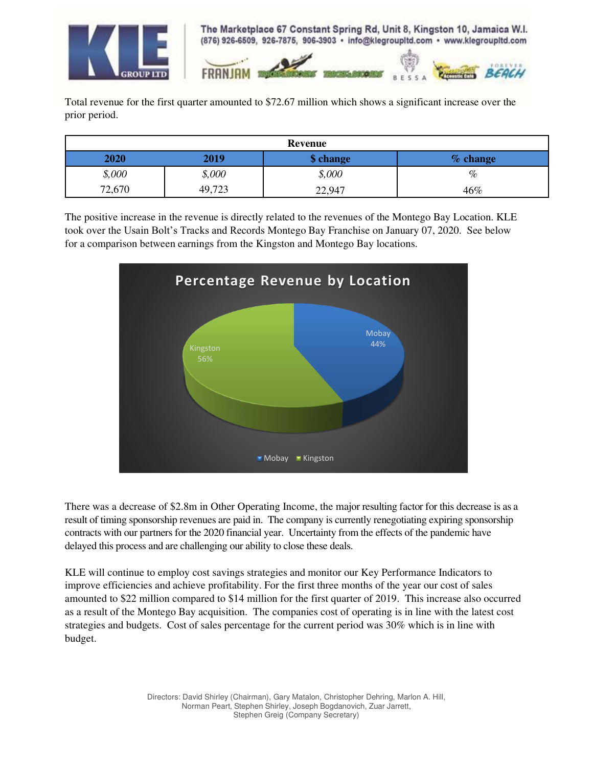Total revenue for the first quarter amounted to $72.67 million which shows a significant increase over the prior period.

| Revenue | | | |
|---|---|---|---|
| **2020** | **2019** | **$ change** | **% change** |
| *$,000* | *$,000* | *$,000* | *%* |
| 72,670 | 49,723 | 22,947 | 46% |

The positive increase in the revenue is directly related to the revenues of the Montego Bay Location. KLE took over the Usain Bolt's Tracks and Records Montego Bay Franchise on January 07, 2020. See below for a comparison between earnings from the Kingston and Montego Bay locations.

**Percentage Revenue by Location**

| Location | % |
|---|---|
| Mobay | 44% |
| Kingston | 56% |

There was a decrease of $2.8m in Other Operating Income, the major resulting factor for this decrease is as a result of timing sponsorship revenues are paid in. The company is currently renegotiating expiring sponsorship contracts with our partners for the 2020 financial year. Uncertainty from the effects of the pandemic have delayed this process and are challenging our ability to close these deals.

KLE will continue to employ cost savings strategies and monitor our Key Performance Indicators to improve efficiencies and achieve profitability. For the first three months of the year our cost of sales amounted to $22 million compared to $14 million for the first quarter of 2019. This increase also occurred as a result of the Montego Bay acquisition. The companies cost of operating is in line with the latest cost strategies and budgets. Cost of sales percentage for the current period was 30% which is in line with budget.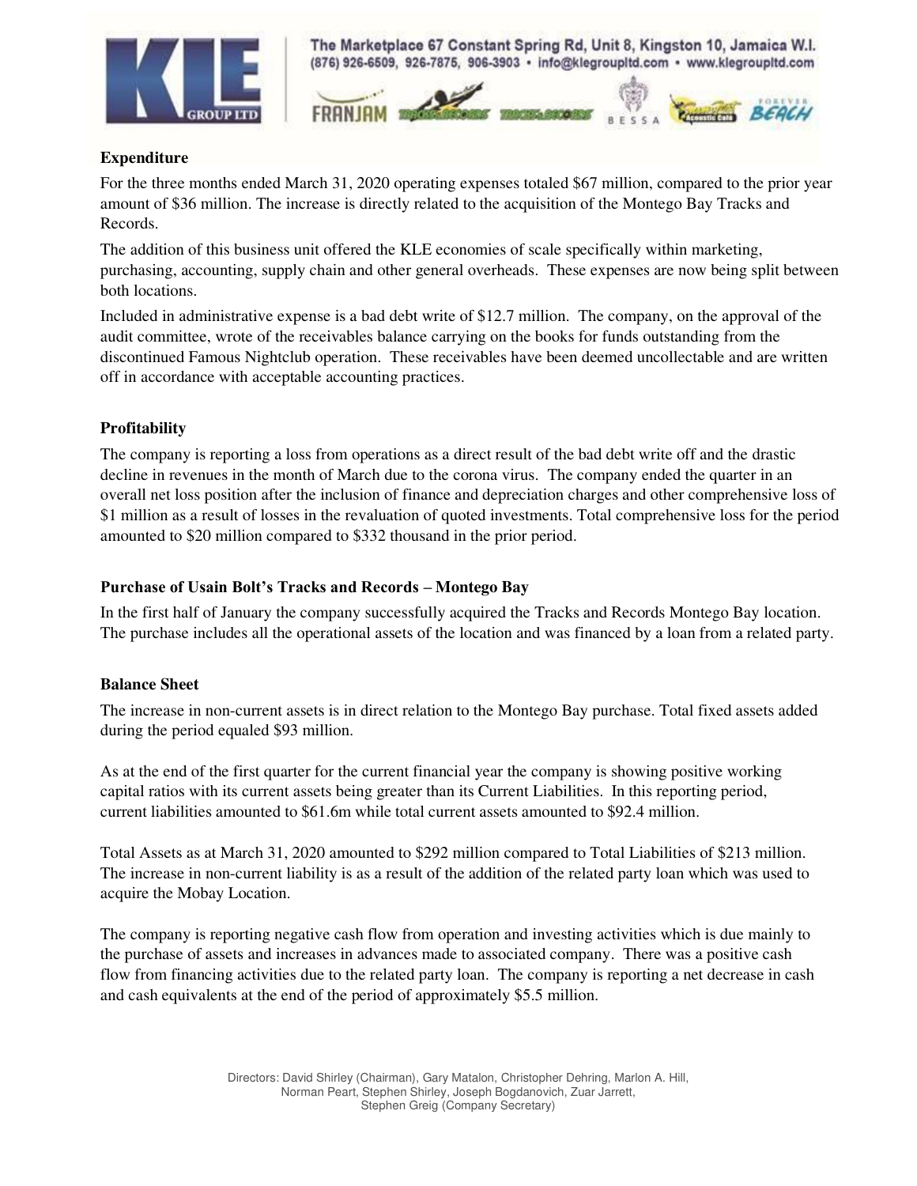**Expenditure**

For the three months ended March 31, 2020 operating expenses totaled $67 million, compared to the prior year amount of $36 million. The increase is directly related to the acquisition of the Montego Bay Tracks and Records.

The addition of this business unit offered the KLE economies of scale specifically within marketing, purchasing, accounting, supply chain and other general overheads. These expenses are now being split between both locations.

Included in administrative expense is a bad debt write of $12.7 million. The company, on the approval of the audit committee, wrote of the receivables balance carrying on the books for funds outstanding from the discontinued Famous Nightclub operation. These receivables have been deemed uncollectable and are written off in accordance with acceptable accounting practices.

**Profitability**

The company is reporting a loss from operations as a direct result of the bad debt write off and the drastic decline in revenues in the month of March due to the corona virus. The company ended the quarter in an overall net loss position after the inclusion of finance and depreciation charges and other comprehensive loss of $1 million as a result of losses in the revaluation of quoted investments. Total comprehensive loss for the period amounted to $20 million compared to $332 thousand in the prior period.

**Purchase of Usain Bolt's Tracks and Records – Montego Bay**

In the first half of January the company successfully acquired the Tracks and Records Montego Bay location. The purchase includes all the operational assets of the location and was financed by a loan from a related party.

**Balance Sheet**

The increase in non-current assets is in direct relation to the Montego Bay purchase. Total fixed assets added during the period equaled $93 million.

As at the end of the first quarter for the current financial year the company is showing positive working capital ratios with its current assets being greater than its Current Liabilities. In this reporting period, current liabilities amounted to $61.6m while total current assets amounted to $92.4 million.

Total Assets as at March 31, 2020 amounted to $292 million compared to Total Liabilities of $213 million. The increase in non-current liability is as a result of the addition of the related party loan which was used to acquire the Mobay Location.

The company is reporting negative cash flow from operation and investing activities which is due mainly to the purchase of assets and increases in advances made to associated company. There was a positive cash flow from financing activities due to the related party loan. The company is reporting a net decrease in cash and cash equivalents at the end of the period of approximately $5.5 million.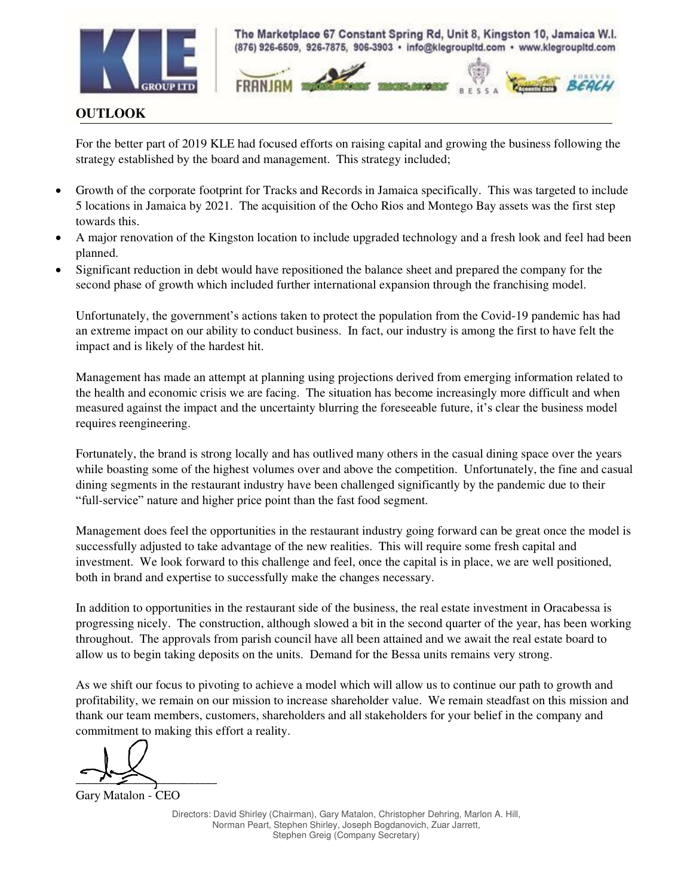The Marketplace 67 Constant Spring Rd, Unit 8, Kingston 10, Jamaica W.I.
(876) 926-6509, 926-7875, 906-3903 • info@klegroupltd.com • www.klegroupltd.com

## OUTLOOK

For the better part of 2019 KLE had focused efforts on raising capital and growing the business following the strategy established by the board and management. This strategy included;

- Growth of the corporate footprint for Tracks and Records in Jamaica specifically. This was targeted to include 5 locations in Jamaica by 2021. The acquisition of the Ocho Rios and Montego Bay assets was the first step towards this.
- A major renovation of the Kingston location to include upgraded technology and a fresh look and feel had been planned.
- Significant reduction in debt would have repositioned the balance sheet and prepared the company for the second phase of growth which included further international expansion through the franchising model.

Unfortunately, the government's actions taken to protect the population from the Covid-19 pandemic has had an extreme impact on our ability to conduct business. In fact, our industry is among the first to have felt the impact and is likely of the hardest hit.

Management has made an attempt at planning using projections derived from emerging information related to the health and economic crisis we are facing. The situation has become increasingly more difficult and when measured against the impact and the uncertainty blurring the foreseeable future, it's clear the business model requires reengineering.

Fortunately, the brand is strong locally and has outlived many others in the casual dining space over the years while boasting some of the highest volumes over and above the competition. Unfortunately, the fine and casual dining segments in the restaurant industry have been challenged significantly by the pandemic due to their "full-service" nature and higher price point than the fast food segment.

Management does feel the opportunities in the restaurant industry going forward can be great once the model is successfully adjusted to take advantage of the new realities. This will require some fresh capital and investment. We look forward to this challenge and feel, once the capital is in place, we are well positioned, both in brand and expertise to successfully make the changes necessary.

In addition to opportunities in the restaurant side of the business, the real estate investment in Oracabessa is progressing nicely. The construction, although slowed a bit in the second quarter of the year, has been working throughout. The approvals from parish council have all been attained and we await the real estate board to allow us to begin taking deposits on the units. Demand for the Bessa units remains very strong.

As we shift our focus to pivoting to achieve a model which will allow us to continue our path to growth and profitability, we remain on our mission to increase shareholder value. We remain steadfast on this mission and thank our team members, customers, shareholders and all stakeholders for your belief in the company and commitment to making this effort a reality.

Gary Matalon - CEO

Directors: David Shirley (Chairman), Gary Matalon, Christopher Dehring, Marlon A. Hill, Norman Peart, Stephen Shirley, Joseph Bogdanovich, Zuar Jarrett, Stephen Greig (Company Secretary)